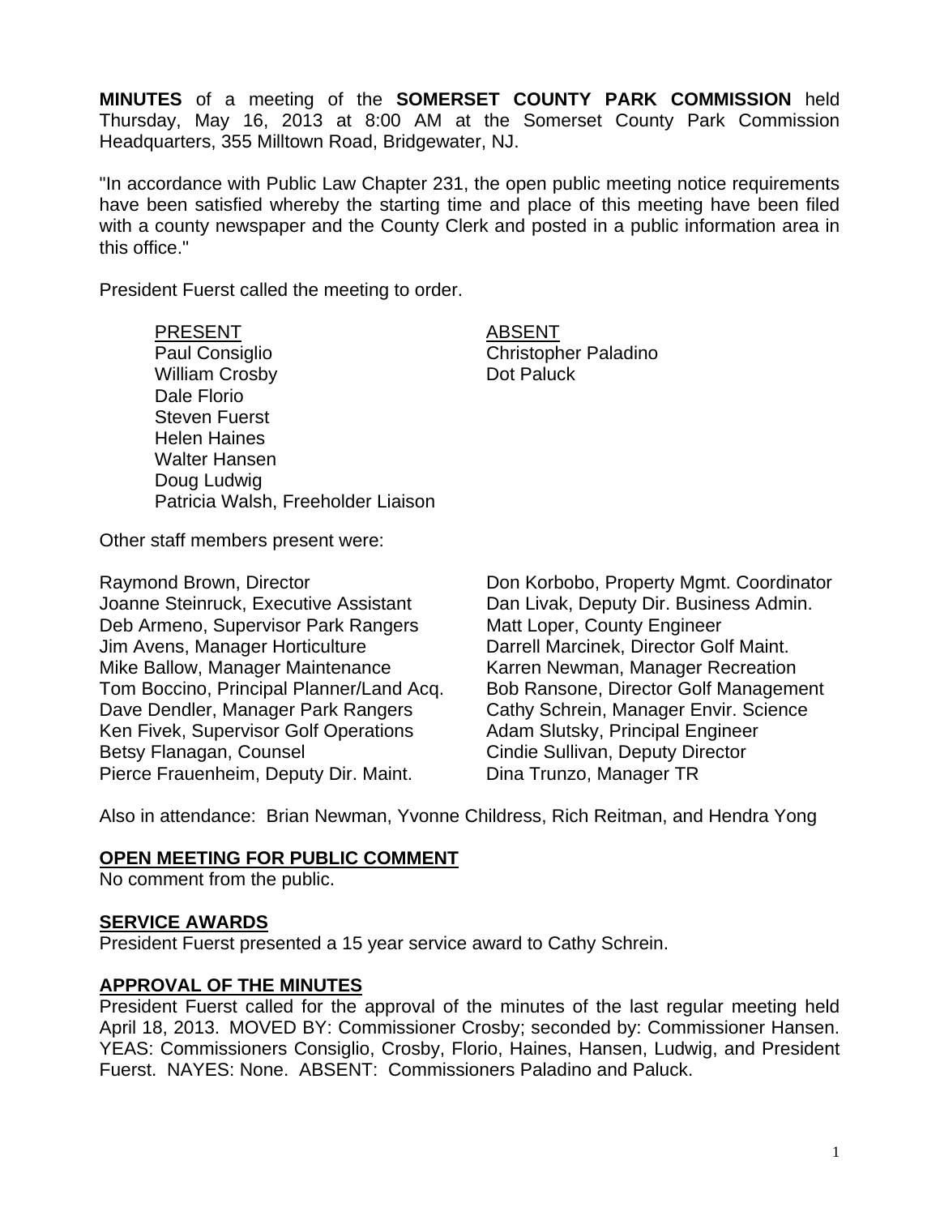**MINUTES** of a meeting of the **SOMERSET COUNTY PARK COMMISSION** held Thursday, May 16, 2013 at 8:00 AM at the Somerset County Park Commission Headquarters, 355 Milltown Road, Bridgewater, NJ.

"In accordance with Public Law Chapter 231, the open public meeting notice requirements have been satisfied whereby the starting time and place of this meeting have been filed with a county newspaper and the County Clerk and posted in a public information area in this office."

President Fuerst called the meeting to order.

| PRESENT | ABSENT |
| --- | --- |
| Paul Consiglio | Christopher Paladino |
| William Crosby | Dot Paluck |
| Dale Florio | |
| Steven Fuerst | |
| Helen Haines | |
| Walter Hansen | |
| Doug Ludwig | |
| Patricia Walsh, Freeholder Liaison | |

Other staff members present were:

| | |
| --- | --- |
| Raymond Brown, Director | Don Korbobo, Property Mgmt. Coordinator |
| Joanne Steinruck, Executive Assistant | Dan Livak, Deputy Dir. Business Admin. |
| Deb Armeno, Supervisor Park Rangers | Matt Loper, County Engineer |
| Jim Avens, Manager Horticulture | Darrell Marcinek, Director Golf Maint. |
| Mike Ballow, Manager Maintenance | Karren Newman, Manager Recreation |
| Tom Boccino, Principal Planner/Land Acq. | Bob Ransone, Director Golf Management |
| Dave Dendler, Manager Park Rangers | Cathy Schrein, Manager Envir. Science |
| Ken Fivek, Supervisor Golf Operations | Adam Slutsky, Principal Engineer |
| Betsy Flanagan, Counsel | Cindie Sullivan, Deputy Director |
| Pierce Frauenheim, Deputy Dir. Maint. | Dina Trunzo, Manager TR |

Also in attendance: Brian Newman, Yvonne Childress, Rich Reitman, and Hendra Yong

## OPEN MEETING FOR PUBLIC COMMENT

No comment from the public.

## SERVICE AWARDS

President Fuerst presented a 15 year service award to Cathy Schrein.

## APPROVAL OF THE MINUTES

President Fuerst called for the approval of the minutes of the last regular meeting held April 18, 2013. MOVED BY: Commissioner Crosby; seconded by: Commissioner Hansen. YEAS: Commissioners Consiglio, Crosby, Florio, Haines, Hansen, Ludwig, and President Fuerst. NAYES: None. ABSENT: Commissioners Paladino and Paluck.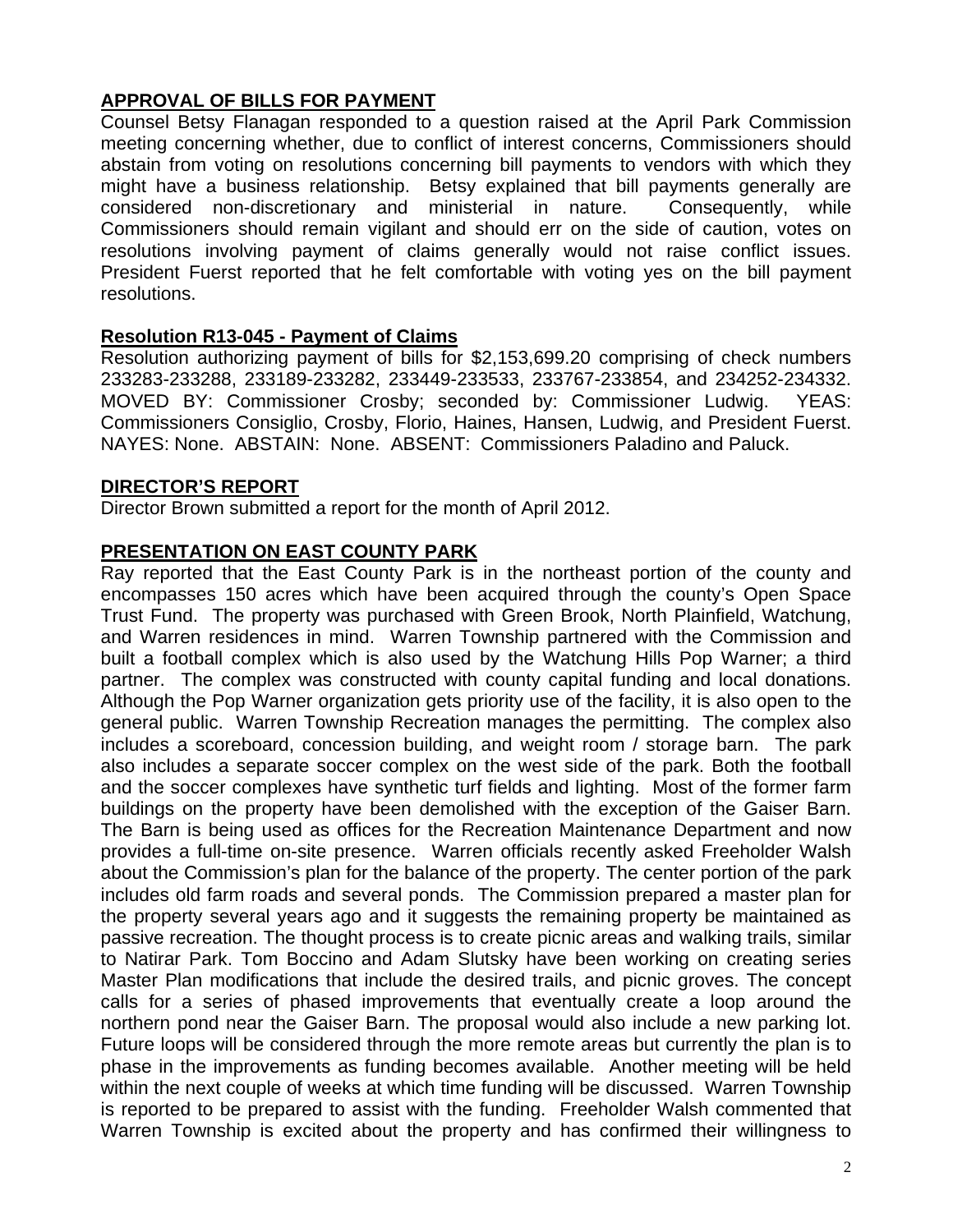## APPROVAL OF BILLS FOR PAYMENT

Counsel Betsy Flanagan responded to a question raised at the April Park Commission meeting concerning whether, due to conflict of interest concerns, Commissioners should abstain from voting on resolutions concerning bill payments to vendors with which they might have a business relationship. Betsy explained that bill payments generally are considered non-discretionary and ministerial in nature. Consequently, while Commissioners should remain vigilant and should err on the side of caution, votes on resolutions involving payment of claims generally would not raise conflict issues. President Fuerst reported that he felt comfortable with voting yes on the bill payment resolutions.

### Resolution R13-045 - Payment of Claims

Resolution authorizing payment of bills for $2,153,699.20 comprising of check numbers 233283-233288, 233189-233282, 233449-233533, 233767-233854, and 234252-234332. MOVED BY: Commissioner Crosby; seconded by: Commissioner Ludwig. YEAS: Commissioners Consiglio, Crosby, Florio, Haines, Hansen, Ludwig, and President Fuerst. NAYES: None. ABSTAIN: None. ABSENT: Commissioners Paladino and Paluck.

## DIRECTOR'S REPORT

Director Brown submitted a report for the month of April 2012.

## PRESENTATION ON EAST COUNTY PARK

Ray reported that the East County Park is in the northeast portion of the county and encompasses 150 acres which have been acquired through the county's Open Space Trust Fund. The property was purchased with Green Brook, North Plainfield, Watchung, and Warren residences in mind. Warren Township partnered with the Commission and built a football complex which is also used by the Watchung Hills Pop Warner; a third partner. The complex was constructed with county capital funding and local donations. Although the Pop Warner organization gets priority use of the facility, it is also open to the general public. Warren Township Recreation manages the permitting. The complex also includes a scoreboard, concession building, and weight room / storage barn. The park also includes a separate soccer complex on the west side of the park. Both the football and the soccer complexes have synthetic turf fields and lighting. Most of the former farm buildings on the property have been demolished with the exception of the Gaiser Barn. The Barn is being used as offices for the Recreation Maintenance Department and now provides a full-time on-site presence. Warren officials recently asked Freeholder Walsh about the Commission's plan for the balance of the property. The center portion of the park includes old farm roads and several ponds. The Commission prepared a master plan for the property several years ago and it suggests the remaining property be maintained as passive recreation. The thought process is to create picnic areas and walking trails, similar to Natirar Park. Tom Boccino and Adam Slutsky have been working on creating series Master Plan modifications that include the desired trails, and picnic groves. The concept calls for a series of phased improvements that eventually create a loop around the northern pond near the Gaiser Barn. The proposal would also include a new parking lot. Future loops will be considered through the more remote areas but currently the plan is to phase in the improvements as funding becomes available. Another meeting will be held within the next couple of weeks at which time funding will be discussed. Warren Township is reported to be prepared to assist with the funding. Freeholder Walsh commented that Warren Township is excited about the property and has confirmed their willingness to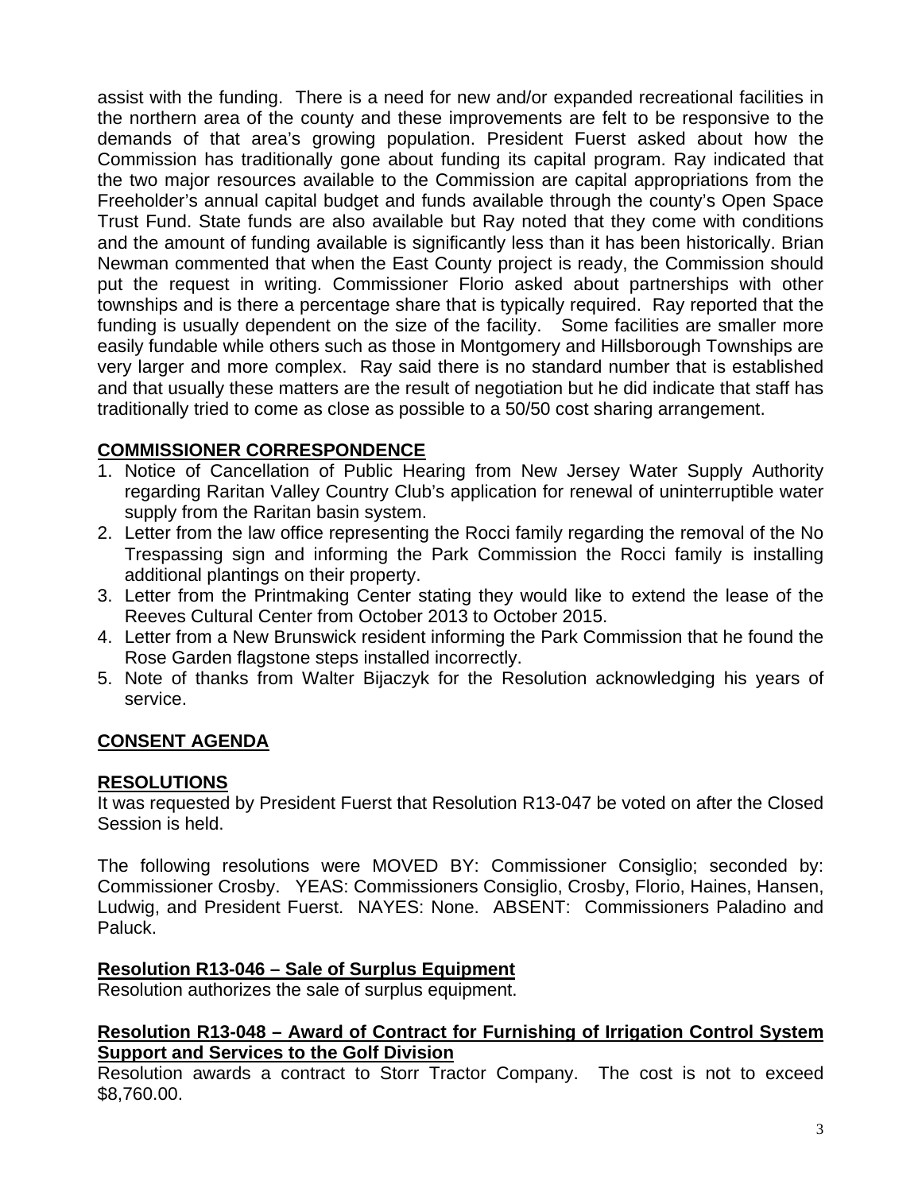assist with the funding. There is a need for new and/or expanded recreational facilities in the northern area of the county and these improvements are felt to be responsive to the demands of that area's growing population. President Fuerst asked about how the Commission has traditionally gone about funding its capital program. Ray indicated that the two major resources available to the Commission are capital appropriations from the Freeholder's annual capital budget and funds available through the county's Open Space Trust Fund. State funds are also available but Ray noted that they come with conditions and the amount of funding available is significantly less than it has been historically. Brian Newman commented that when the East County project is ready, the Commission should put the request in writing. Commissioner Florio asked about partnerships with other townships and is there a percentage share that is typically required. Ray reported that the funding is usually dependent on the size of the facility. Some facilities are smaller more easily fundable while others such as those in Montgomery and Hillsborough Townships are very larger and more complex. Ray said there is no standard number that is established and that usually these matters are the result of negotiation but he did indicate that staff has traditionally tried to come as close as possible to a 50/50 cost sharing arrangement.

## COMMISSIONER CORRESPONDENCE

1. Notice of Cancellation of Public Hearing from New Jersey Water Supply Authority regarding Raritan Valley Country Club's application for renewal of uninterruptible water supply from the Raritan basin system.
2. Letter from the law office representing the Rocci family regarding the removal of the No Trespassing sign and informing the Park Commission the Rocci family is installing additional plantings on their property.
3. Letter from the Printmaking Center stating they would like to extend the lease of the Reeves Cultural Center from October 2013 to October 2015.
4. Letter from a New Brunswick resident informing the Park Commission that he found the Rose Garden flagstone steps installed incorrectly.
5. Note of thanks from Walter Bijaczyk for the Resolution acknowledging his years of service.

## CONSENT AGENDA

## RESOLUTIONS

It was requested by President Fuerst that Resolution R13-047 be voted on after the Closed Session is held.

The following resolutions were MOVED BY: Commissioner Consiglio; seconded by: Commissioner Crosby. YEAS: Commissioners Consiglio, Crosby, Florio, Haines, Hansen, Ludwig, and President Fuerst. NAYES: None. ABSENT: Commissioners Paladino and Paluck.

### Resolution R13-046 – Sale of Surplus Equipment

Resolution authorizes the sale of surplus equipment.

### Resolution R13-048 – Award of Contract for Furnishing of Irrigation Control System Support and Services to the Golf Division

Resolution awards a contract to Storr Tractor Company. The cost is not to exceed $8,760.00.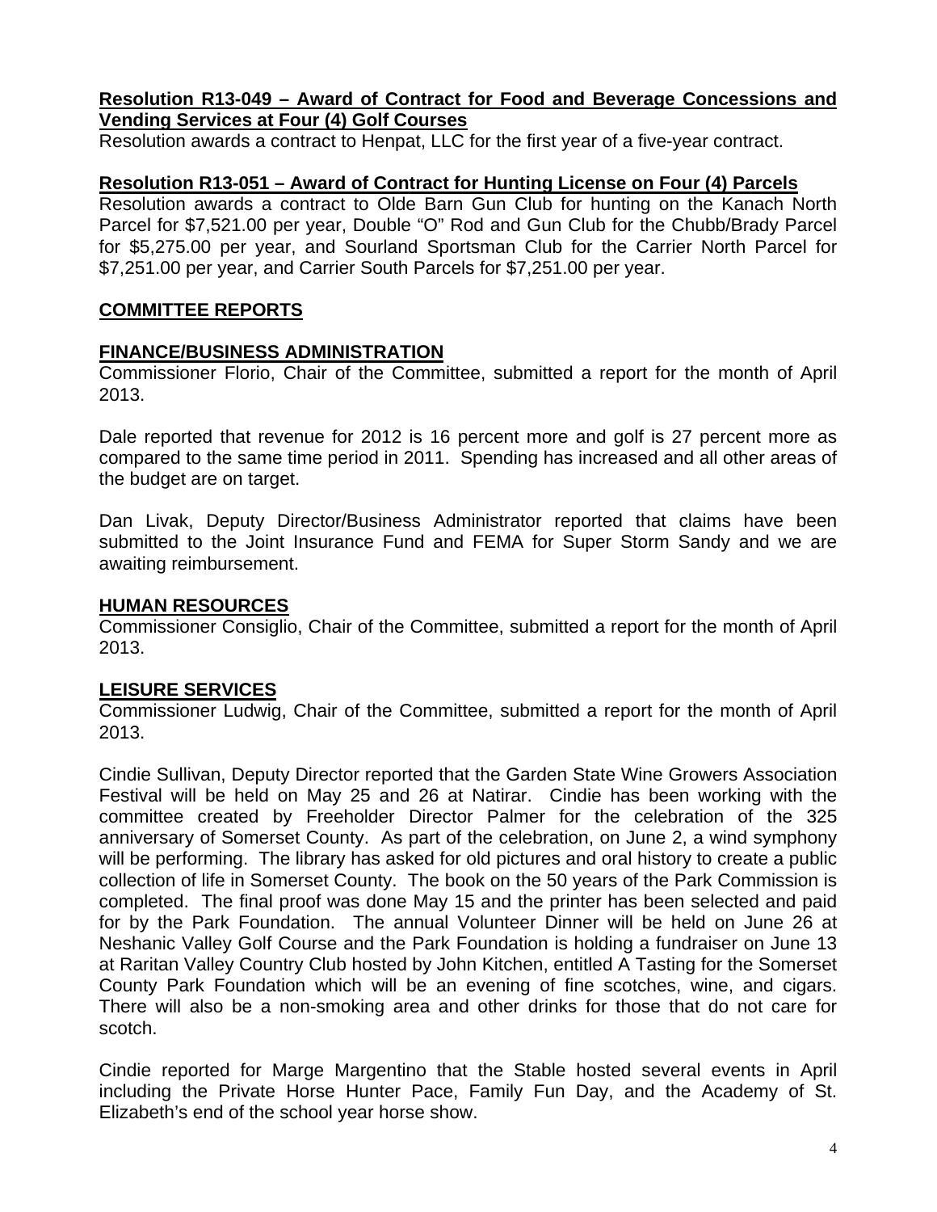**Resolution R13-049 – Award of Contract for Food and Beverage Concessions and Vending Services at Four (4) Golf Courses**

Resolution awards a contract to Henpat, LLC for the first year of a five-year contract.

**Resolution R13-051 – Award of Contract for Hunting License on Four (4) Parcels**

Resolution awards a contract to Olde Barn Gun Club for hunting on the Kanach North Parcel for $7,521.00 per year, Double "O" Rod and Gun Club for the Chubb/Brady Parcel for $5,275.00 per year, and Sourland Sportsman Club for the Carrier North Parcel for $7,251.00 per year, and Carrier South Parcels for $7,251.00 per year.

**COMMITTEE REPORTS**

**FINANCE/BUSINESS ADMINISTRATION**

Commissioner Florio, Chair of the Committee, submitted a report for the month of April 2013.

Dale reported that revenue for 2012 is 16 percent more and golf is 27 percent more as compared to the same time period in 2011. Spending has increased and all other areas of the budget are on target.

Dan Livak, Deputy Director/Business Administrator reported that claims have been submitted to the Joint Insurance Fund and FEMA for Super Storm Sandy and we are awaiting reimbursement.

**HUMAN RESOURCES**

Commissioner Consiglio, Chair of the Committee, submitted a report for the month of April 2013.

**LEISURE SERVICES**

Commissioner Ludwig, Chair of the Committee, submitted a report for the month of April 2013.

Cindie Sullivan, Deputy Director reported that the Garden State Wine Growers Association Festival will be held on May 25 and 26 at Natirar. Cindie has been working with the committee created by Freeholder Director Palmer for the celebration of the 325 anniversary of Somerset County. As part of the celebration, on June 2, a wind symphony will be performing. The library has asked for old pictures and oral history to create a public collection of life in Somerset County. The book on the 50 years of the Park Commission is completed. The final proof was done May 15 and the printer has been selected and paid for by the Park Foundation. The annual Volunteer Dinner will be held on June 26 at Neshanic Valley Golf Course and the Park Foundation is holding a fundraiser on June 13 at Raritan Valley Country Club hosted by John Kitchen, entitled A Tasting for the Somerset County Park Foundation which will be an evening of fine scotches, wine, and cigars. There will also be a non-smoking area and other drinks for those that do not care for scotch.

Cindie reported for Marge Margentino that the Stable hosted several events in April including the Private Horse Hunter Pace, Family Fun Day, and the Academy of St. Elizabeth's end of the school year horse show.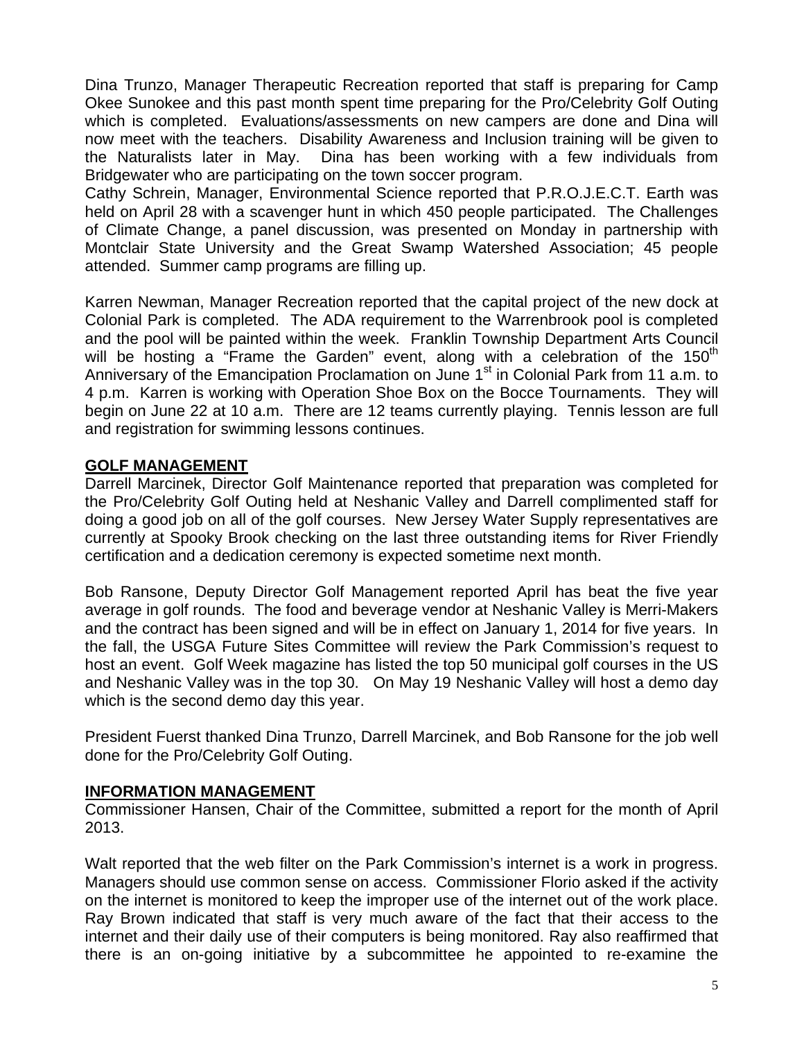Dina Trunzo, Manager Therapeutic Recreation reported that staff is preparing for Camp Okee Sunokee and this past month spent time preparing for the Pro/Celebrity Golf Outing which is completed. Evaluations/assessments on new campers are done and Dina will now meet with the teachers. Disability Awareness and Inclusion training will be given to the Naturalists later in May. Dina has been working with a few individuals from Bridgewater who are participating on the town soccer program.

Cathy Schrein, Manager, Environmental Science reported that P.R.O.J.E.C.T. Earth was held on April 28 with a scavenger hunt in which 450 people participated. The Challenges of Climate Change, a panel discussion, was presented on Monday in partnership with Montclair State University and the Great Swamp Watershed Association; 45 people attended. Summer camp programs are filling up.

Karren Newman, Manager Recreation reported that the capital project of the new dock at Colonial Park is completed. The ADA requirement to the Warrenbrook pool is completed and the pool will be painted within the week. Franklin Township Department Arts Council will be hosting a "Frame the Garden" event, along with a celebration of the 150th Anniversary of the Emancipation Proclamation on June 1st in Colonial Park from 11 a.m. to 4 p.m. Karren is working with Operation Shoe Box on the Bocce Tournaments. They will begin on June 22 at 10 a.m. There are 12 teams currently playing. Tennis lesson are full and registration for swimming lessons continues.

## GOLF MANAGEMENT

Darrell Marcinek, Director Golf Maintenance reported that preparation was completed for the Pro/Celebrity Golf Outing held at Neshanic Valley and Darrell complimented staff for doing a good job on all of the golf courses. New Jersey Water Supply representatives are currently at Spooky Brook checking on the last three outstanding items for River Friendly certification and a dedication ceremony is expected sometime next month.

Bob Ransone, Deputy Director Golf Management reported April has beat the five year average in golf rounds. The food and beverage vendor at Neshanic Valley is Merri-Makers and the contract has been signed and will be in effect on January 1, 2014 for five years. In the fall, the USGA Future Sites Committee will review the Park Commission's request to host an event. Golf Week magazine has listed the top 50 municipal golf courses in the US and Neshanic Valley was in the top 30. On May 19 Neshanic Valley will host a demo day which is the second demo day this year.

President Fuerst thanked Dina Trunzo, Darrell Marcinek, and Bob Ransone for the job well done for the Pro/Celebrity Golf Outing.

## INFORMATION MANAGEMENT

Commissioner Hansen, Chair of the Committee, submitted a report for the month of April 2013.

Walt reported that the web filter on the Park Commission's internet is a work in progress. Managers should use common sense on access. Commissioner Florio asked if the activity on the internet is monitored to keep the improper use of the internet out of the work place. Ray Brown indicated that staff is very much aware of the fact that their access to the internet and their daily use of their computers is being monitored. Ray also reaffirmed that there is an on-going initiative by a subcommittee he appointed to re-examine the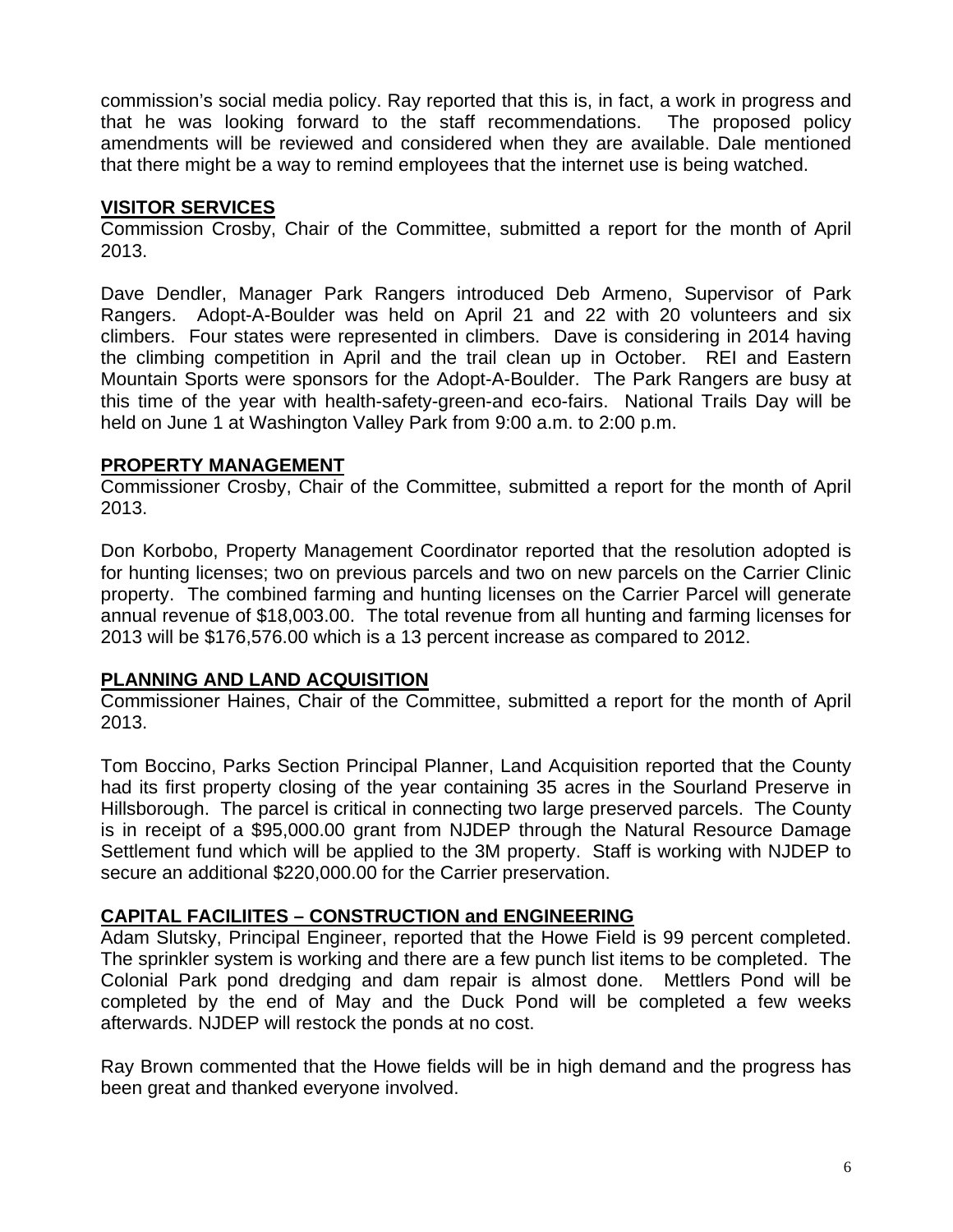commission's social media policy. Ray reported that this is, in fact, a work in progress and that he was looking forward to the staff recommendations. The proposed policy amendments will be reviewed and considered when they are available. Dale mentioned that there might be a way to remind employees that the internet use is being watched.

## VISITOR SERVICES

Commission Crosby, Chair of the Committee, submitted a report for the month of April 2013.

Dave Dendler, Manager Park Rangers introduced Deb Armeno, Supervisor of Park Rangers. Adopt-A-Boulder was held on April 21 and 22 with 20 volunteers and six climbers. Four states were represented in climbers. Dave is considering in 2014 having the climbing competition in April and the trail clean up in October. REI and Eastern Mountain Sports were sponsors for the Adopt-A-Boulder. The Park Rangers are busy at this time of the year with health-safety-green-and eco-fairs. National Trails Day will be held on June 1 at Washington Valley Park from 9:00 a.m. to 2:00 p.m.

## PROPERTY MANAGEMENT

Commissioner Crosby, Chair of the Committee, submitted a report for the month of April 2013.

Don Korbobo, Property Management Coordinator reported that the resolution adopted is for hunting licenses; two on previous parcels and two on new parcels on the Carrier Clinic property. The combined farming and hunting licenses on the Carrier Parcel will generate annual revenue of $18,003.00. The total revenue from all hunting and farming licenses for 2013 will be $176,576.00 which is a 13 percent increase as compared to 2012.

## PLANNING AND LAND ACQUISITION

Commissioner Haines, Chair of the Committee, submitted a report for the month of April 2013.

Tom Boccino, Parks Section Principal Planner, Land Acquisition reported that the County had its first property closing of the year containing 35 acres in the Sourland Preserve in Hillsborough. The parcel is critical in connecting two large preserved parcels. The County is in receipt of a $95,000.00 grant from NJDEP through the Natural Resource Damage Settlement fund which will be applied to the 3M property. Staff is working with NJDEP to secure an additional $220,000.00 for the Carrier preservation.

## CAPITAL FACILIITES – CONSTRUCTION and ENGINEERING

Adam Slutsky, Principal Engineer, reported that the Howe Field is 99 percent completed. The sprinkler system is working and there are a few punch list items to be completed. The Colonial Park pond dredging and dam repair is almost done. Mettlers Pond will be completed by the end of May and the Duck Pond will be completed a few weeks afterwards. NJDEP will restock the ponds at no cost.

Ray Brown commented that the Howe fields will be in high demand and the progress has been great and thanked everyone involved.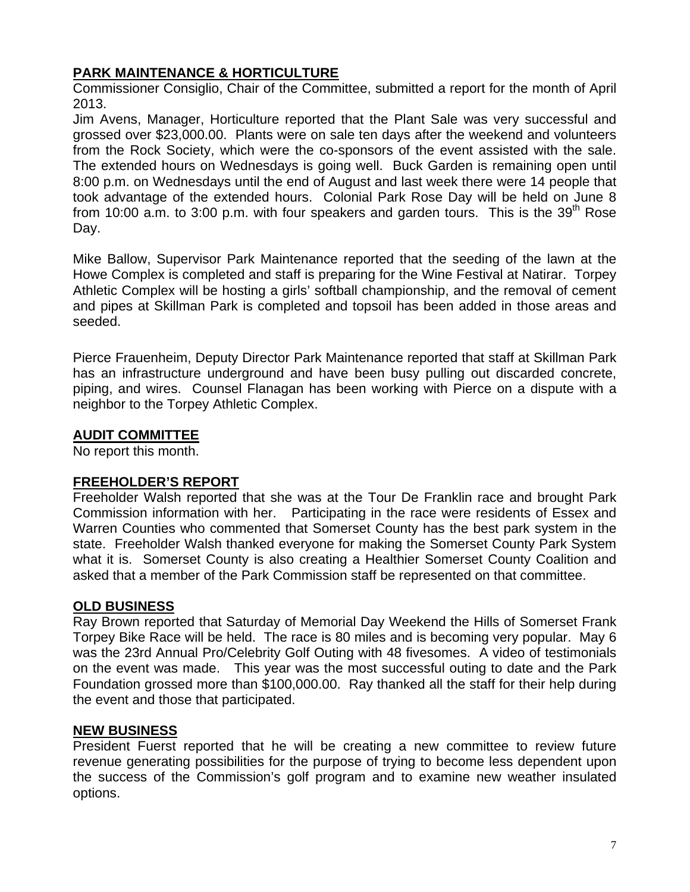## PARK MAINTENANCE & HORTICULTURE

Commissioner Consiglio, Chair of the Committee, submitted a report for the month of April 2013.

Jim Avens, Manager, Horticulture reported that the Plant Sale was very successful and grossed over $23,000.00. Plants were on sale ten days after the weekend and volunteers from the Rock Society, which were the co-sponsors of the event assisted with the sale. The extended hours on Wednesdays is going well. Buck Garden is remaining open until 8:00 p.m. on Wednesdays until the end of August and last week there were 14 people that took advantage of the extended hours. Colonial Park Rose Day will be held on June 8 from 10:00 a.m. to 3:00 p.m. with four speakers and garden tours. This is the 39th Rose Day.

Mike Ballow, Supervisor Park Maintenance reported that the seeding of the lawn at the Howe Complex is completed and staff is preparing for the Wine Festival at Natirar. Torpey Athletic Complex will be hosting a girls' softball championship, and the removal of cement and pipes at Skillman Park is completed and topsoil has been added in those areas and seeded.

Pierce Frauenheim, Deputy Director Park Maintenance reported that staff at Skillman Park has an infrastructure underground and have been busy pulling out discarded concrete, piping, and wires. Counsel Flanagan has been working with Pierce on a dispute with a neighbor to the Torpey Athletic Complex.

## AUDIT COMMITTEE

No report this month.

## FREEHOLDER'S REPORT

Freeholder Walsh reported that she was at the Tour De Franklin race and brought Park Commission information with her. Participating in the race were residents of Essex and Warren Counties who commented that Somerset County has the best park system in the state. Freeholder Walsh thanked everyone for making the Somerset County Park System what it is. Somerset County is also creating a Healthier Somerset County Coalition and asked that a member of the Park Commission staff be represented on that committee.

## OLD BUSINESS

Ray Brown reported that Saturday of Memorial Day Weekend the Hills of Somerset Frank Torpey Bike Race will be held. The race is 80 miles and is becoming very popular. May 6 was the 23rd Annual Pro/Celebrity Golf Outing with 48 fivesomes. A video of testimonials on the event was made. This year was the most successful outing to date and the Park Foundation grossed more than $100,000.00. Ray thanked all the staff for their help during the event and those that participated.

## NEW BUSINESS

President Fuerst reported that he will be creating a new committee to review future revenue generating possibilities for the purpose of trying to become less dependent upon the success of the Commission's golf program and to examine new weather insulated options.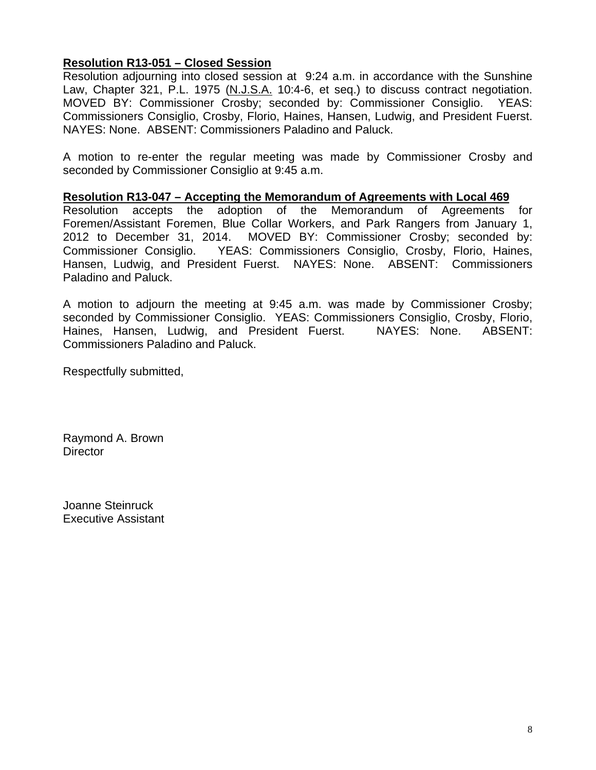**<u>Resolution R13-051 – Closed Session</u>**
Resolution adjourning into closed session at 9:24 a.m. in accordance with the Sunshine Law, Chapter 321, P.L. 1975 (<u>N.J.S.A.</u> 10:4-6, et seq.) to discuss contract negotiation. MOVED BY: Commissioner Crosby; seconded by: Commissioner Consiglio. YEAS: Commissioners Consiglio, Crosby, Florio, Haines, Hansen, Ludwig, and President Fuerst. NAYES: None. ABSENT: Commissioners Paladino and Paluck.

A motion to re-enter the regular meeting was made by Commissioner Crosby and seconded by Commissioner Consiglio at 9:45 a.m.

**<u>Resolution R13-047 – Accepting the Memorandum of Agreements with Local 469</u>**
Resolution accepts the adoption of the Memorandum of Agreements for Foremen/Assistant Foremen, Blue Collar Workers, and Park Rangers from January 1, 2012 to December 31, 2014. MOVED BY: Commissioner Crosby; seconded by: Commissioner Consiglio. YEAS: Commissioners Consiglio, Crosby, Florio, Haines, Hansen, Ludwig, and President Fuerst. NAYES: None. ABSENT: Commissioners Paladino and Paluck.

A motion to adjourn the meeting at 9:45 a.m. was made by Commissioner Crosby; seconded by Commissioner Consiglio. YEAS: Commissioners Consiglio, Crosby, Florio, Haines, Hansen, Ludwig, and President Fuerst. NAYES: None. ABSENT: Commissioners Paladino and Paluck.

Respectfully submitted,

Raymond A. Brown
Director

Joanne Steinruck
Executive Assistant